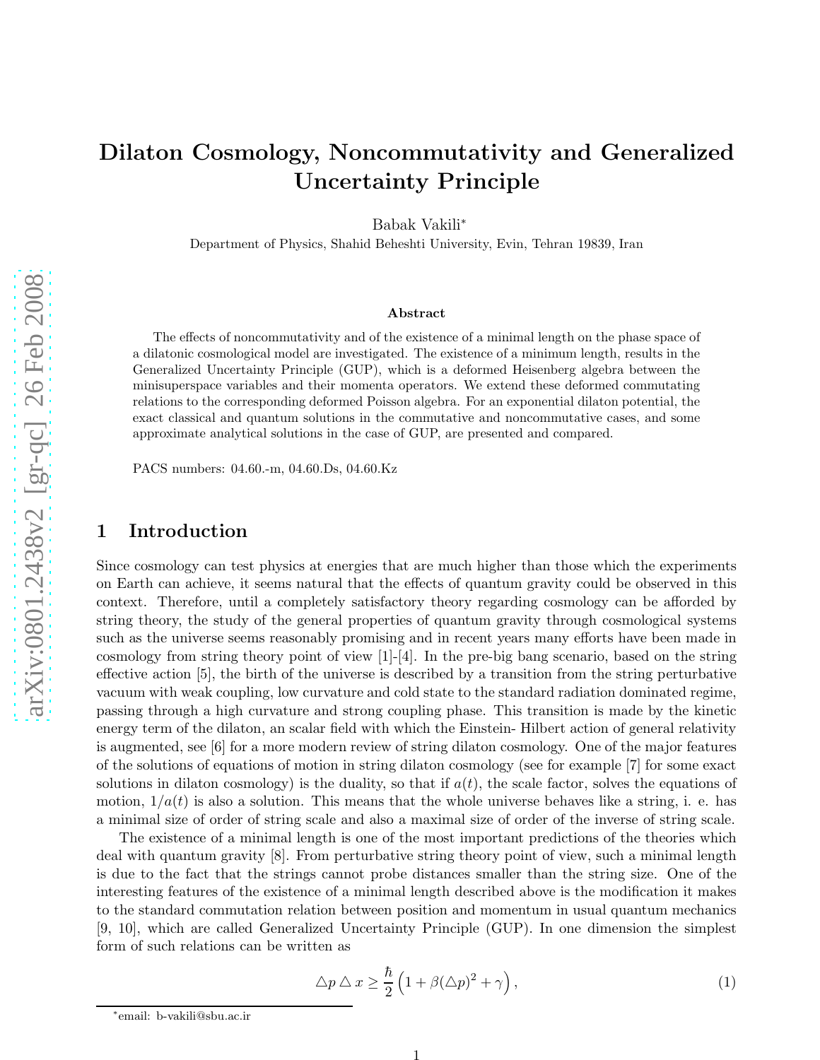# Dilaton Cosmology, Noncommutativity and Generalized Uncertainty Principle

Babak Vakili*

Department of Physics, Shahid Beheshti University, Evin, Tehran 19839, Iran

### Abstract

The effects of noncommutativity and of the existence of a minimal length on the phase space of a dilatonic cosmological model are investigated. The existence of a minimum length, results in the Generalized Uncertainty Principle (GUP), which is a deformed Heisenberg algebra between the minisuperspace variables and their momenta operators. We extend these deformed commutating relations to the corresponding deformed Poisson algebra. For an exponential dilaton potential, the exact classical and quantum solutions in the commutative and noncommutative cases, and some approximate analytical solutions in the case of GUP, are presented and compared.

PACS numbers: 04.60.-m, 04.60.Ds, 04.60.Kz

## 1 Introduction

Since cosmology can test physics at energies that are much higher than those which the experiments on Earth can achieve, it seems natural that the effects of quantum gravity could be observed in this context. Therefore, until a completely satisfactory theory regarding cosmology can be afforded by string theory, the study of the general properties of quantum gravity through cosmological systems such as the universe seems reasonably promising and in recent years many efforts have been made in cosmology from string theory point of view [1]-[4]. In the pre-big bang scenario, based on the string effective action [5], the birth of the universe is described by a transition from the string perturbative vacuum with weak coupling, low curvature and cold state to the standard radiation dominated regime, passing through a high curvature and strong coupling phase. This transition is made by the kinetic energy term of the dilaton, an scalar field with which the Einstein- Hilbert action of general relativity is augmented, see [6] for a more modern review of string dilaton cosmology. One of the major features of the solutions of equations of motion in string dilaton cosmology (see for example [7] for some exact solutions in dilaton cosmology) is the duality, so that if $a(t)$, the scale factor, solves the equations of motion, $1/a(t)$ is also a solution. This means that the whole universe behaves like a string, i. e. has a minimal size of order of string scale and also a maximal size of order of the inverse of string scale.

The existence of a minimal length is one of the most important predictions of the theories which deal with quantum gravity [8]. From perturbative string theory point of view, such a minimal length is due to the fact that the strings cannot probe distances smaller than the string size. One of the interesting features of the existence of a minimal length described above is the modification it makes to the standard commutation relation between position and momentum in usual quantum mechanics [9, 10], which are called Generalized Uncertainty Principle (GUP). In one dimension the simplest form of such relations can be written as

$$\triangle p \triangle x \geq \frac{\hbar}{2}\left(1+\beta(\triangle p)^2+\gamma\right), \tag{1}$$

*email: b-vakili@sbu.ac.ir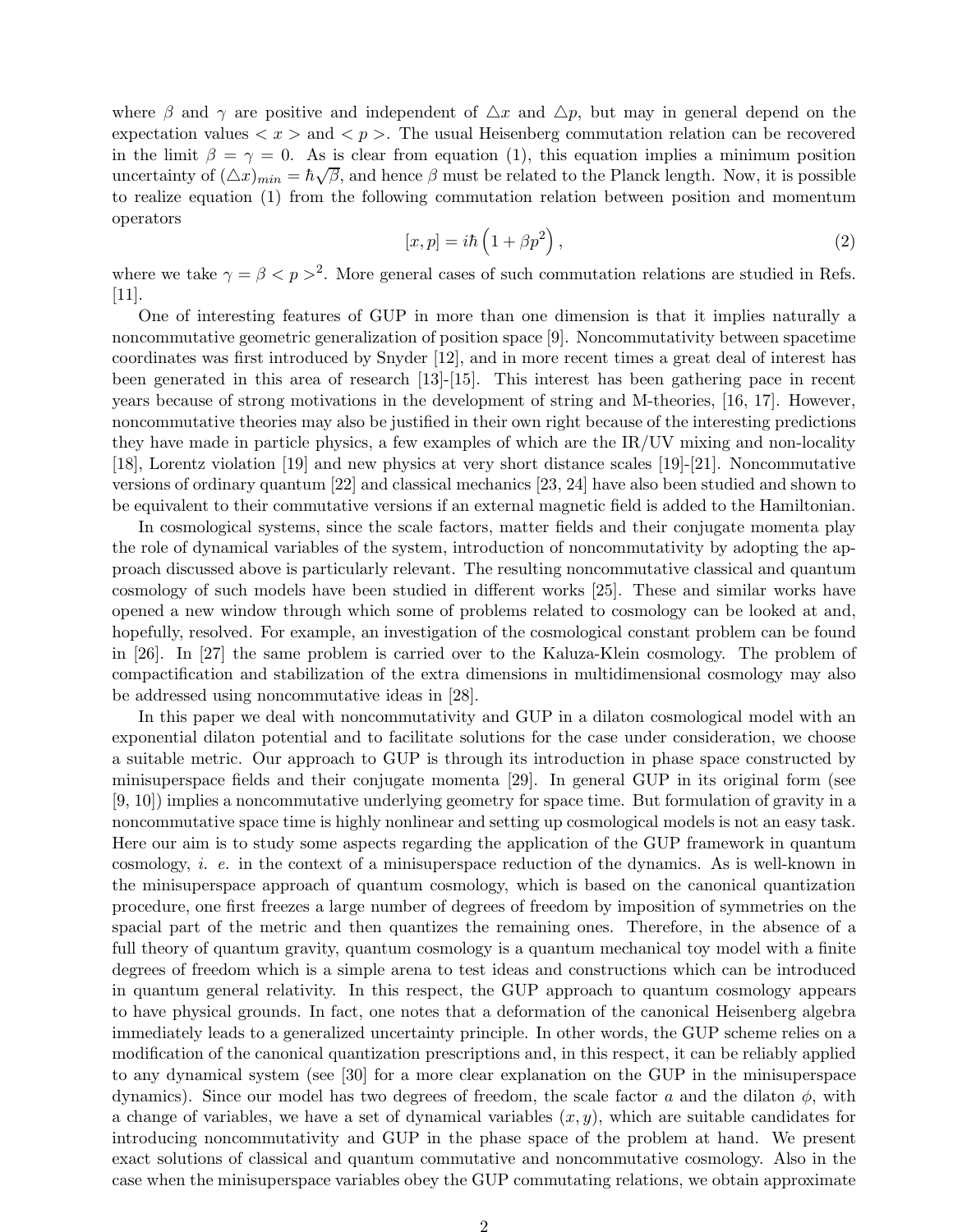where $\beta$ and $\gamma$ are positive and independent of $\triangle x$ and $\triangle p$, but may in general depend on the expectation values $< x >$ and $< p >$. The usual Heisenberg commutation relation can be recovered in the limit $\beta = \gamma = 0$. As is clear from equation (1), this equation implies a minimum position uncertainty of $(\triangle x)_{min} = \hbar\sqrt{\beta}$, and hence $\beta$ must be related to the Planck length. Now, it is possible to realize equation (1) from the following commutation relation between position and momentum operators

$$[x, p] = i\hbar\left(1 + \beta p^2\right), \tag{2}$$

where we take $\gamma = \beta < p >^2$. More general cases of such commutation relations are studied in Refs. [11].

One of interesting features of GUP in more than one dimension is that it implies naturally a noncommutative geometric generalization of position space [9]. Noncommutativity between spacetime coordinates was first introduced by Snyder [12], and in more recent times a great deal of interest has been generated in this area of research [13]-[15]. This interest has been gathering pace in recent years because of strong motivations in the development of string and M-theories, [16, 17]. However, noncommutative theories may also be justified in their own right because of the interesting predictions they have made in particle physics, a few examples of which are the IR/UV mixing and non-locality [18], Lorentz violation [19] and new physics at very short distance scales [19]-[21]. Noncommutative versions of ordinary quantum [22] and classical mechanics [23, 24] have also been studied and shown to be equivalent to their commutative versions if an external magnetic field is added to the Hamiltonian.

In cosmological systems, since the scale factors, matter fields and their conjugate momenta play the role of dynamical variables of the system, introduction of noncommutativity by adopting the approach discussed above is particularly relevant. The resulting noncommutative classical and quantum cosmology of such models have been studied in different works [25]. These and similar works have opened a new window through which some of problems related to cosmology can be looked at and, hopefully, resolved. For example, an investigation of the cosmological constant problem can be found in [26]. In [27] the same problem is carried over to the Kaluza-Klein cosmology. The problem of compactification and stabilization of the extra dimensions in multidimensional cosmology may also be addressed using noncommutative ideas in [28].

In this paper we deal with noncommutativity and GUP in a dilaton cosmological model with an exponential dilaton potential and to facilitate solutions for the case under consideration, we choose a suitable metric. Our approach to GUP is through its introduction in phase space constructed by minisuperspace fields and their conjugate momenta [29]. In general GUP in its original form (see [9, 10]) implies a noncommutative underlying geometry for space time. But formulation of gravity in a noncommutative space time is highly nonlinear and setting up cosmological models is not an easy task. Here our aim is to study some aspects regarding the application of the GUP framework in quantum cosmology, *i. e.* in the context of a minisuperspace reduction of the dynamics. As is well-known in the minisuperspace approach of quantum cosmology, which is based on the canonical quantization procedure, one first freezes a large number of degrees of freedom by imposition of symmetries on the spacial part of the metric and then quantizes the remaining ones. Therefore, in the absence of a full theory of quantum gravity, quantum cosmology is a quantum mechanical toy model with a finite degrees of freedom which is a simple arena to test ideas and constructions which can be introduced in quantum general relativity. In this respect, the GUP approach to quantum cosmology appears to have physical grounds. In fact, one notes that a deformation of the canonical Heisenberg algebra immediately leads to a generalized uncertainty principle. In other words, the GUP scheme relies on a modification of the canonical quantization prescriptions and, in this respect, it can be reliably applied to any dynamical system (see [30] for a more clear explanation on the GUP in the minisuperspace dynamics). Since our model has two degrees of freedom, the scale factor $a$ and the dilaton $\phi$, with a change of variables, we have a set of dynamical variables $(x, y)$, which are suitable candidates for introducing noncommutativity and GUP in the phase space of the problem at hand. We present exact solutions of classical and quantum commutative and noncommutative cosmology. Also in the case when the minisuperspace variables obey the GUP commutating relations, we obtain approximate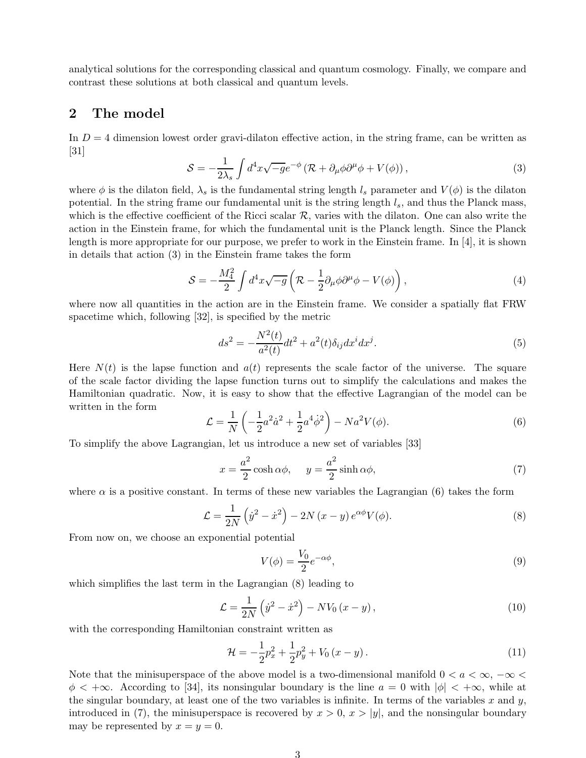analytical solutions for the corresponding classical and quantum cosmology. Finally, we compare and contrast these solutions at both classical and quantum levels.

## 2 The model

In $D = 4$ dimension lowest order gravi-dilaton effective action, in the string frame, can be written as [31]

$$\mathcal{S} = -\frac{1}{2\lambda_s}\int d^4x\sqrt{-g}e^{-\phi}\left(\mathcal{R} + \partial_\mu\phi\partial^\mu\phi + V(\phi)\right), \tag{3}$$

where $\phi$ is the dilaton field, $\lambda_s$ is the fundamental string length $l_s$ parameter and $V(\phi)$ is the dilaton potential. In the string frame our fundamental unit is the string length $l_s$, and thus the Planck mass, which is the effective coefficient of the Ricci scalar $\mathcal{R}$, varies with the dilaton. One can also write the action in the Einstein frame, for which the fundamental unit is the Planck length. Since the Planck length is more appropriate for our purpose, we prefer to work in the Einstein frame. In [4], it is shown in details that action (3) in the Einstein frame takes the form

$$\mathcal{S} = -\frac{M_4^2}{2}\int d^4x\sqrt{-g}\left(\mathcal{R} - \frac{1}{2}\partial_\mu\phi\partial^\mu\phi - V(\phi)\right), \tag{4}$$

where now all quantities in the action are in the Einstein frame. We consider a spatially flat FRW spacetime which, following [32], is specified by the metric

$$ds^2 = -\frac{N^2(t)}{a^2(t)}dt^2 + a^2(t)\delta_{ij}dx^i dx^j. \tag{5}$$

Here $N(t)$ is the lapse function and $a(t)$ represents the scale factor of the universe. The square of the scale factor dividing the lapse function turns out to simplify the calculations and makes the Hamiltonian quadratic. Now, it is easy to show that the effective Lagrangian of the model can be written in the form

$$\mathcal{L} = \frac{1}{N}\left(-\frac{1}{2}a^2\dot{a}^2 + \frac{1}{2}a^4\dot{\phi}^2\right) - Na^2V(\phi). \tag{6}$$

To simplify the above Lagrangian, let us introduce a new set of variables [33]

$$x = \frac{a^2}{2}\cosh\alpha\phi, \qquad y = \frac{a^2}{2}\sinh\alpha\phi, \tag{7}$$

where $\alpha$ is a positive constant. In terms of these new variables the Lagrangian (6) takes the form

$$\mathcal{L} = \frac{1}{2N}\left(\dot{y}^2 - \dot{x}^2\right) - 2N\left(x - y\right)e^{\alpha\phi}V(\phi). \tag{8}$$

From now on, we choose an exponential potential

$$V(\phi) = \frac{V_0}{2}e^{-\alpha\phi}, \tag{9}$$

which simplifies the last term in the Lagrangian (8) leading to

$$\mathcal{L} = \frac{1}{2N}\left(\dot{y}^2 - \dot{x}^2\right) - NV_0\left(x - y\right), \tag{10}$$

with the corresponding Hamiltonian constraint written as

$$\mathcal{H} = -\frac{1}{2}p_x^2 + \frac{1}{2}p_y^2 + V_0\left(x - y\right). \tag{11}$$

Note that the minisuperspace of the above model is a two-dimensional manifold $0 < a < \infty$, $-\infty < \phi < +\infty$. According to [34], its nonsingular boundary is the line $a = 0$ with $|\phi| < +\infty$, while at the singular boundary, at least one of the two variables is infinite. In terms of the variables $x$ and $y$, introduced in (7), the minisuperspace is recovered by $x > 0$, $x > |y|$, and the nonsingular boundary may be represented by $x = y = 0$.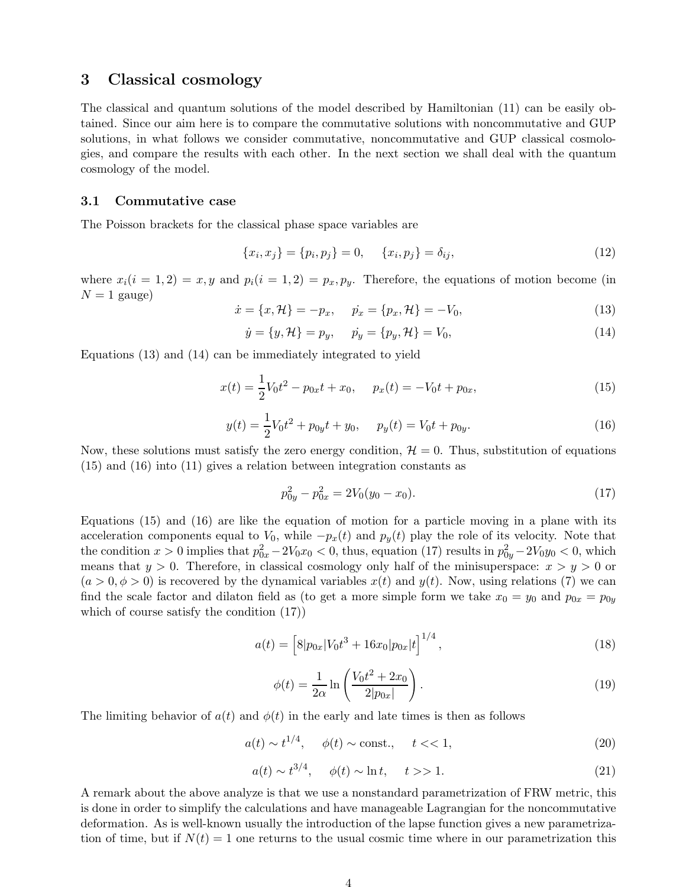## 3 Classical cosmology

The classical and quantum solutions of the model described by Hamiltonian (11) can be easily obtained. Since our aim here is to compare the commutative solutions with noncommutative and GUP solutions, in what follows we consider commutative, noncommutative and GUP classical cosmologies, and compare the results with each other. In the next section we shall deal with the quantum cosmology of the model.

### 3.1 Commutative case

The Poisson brackets for the classical phase space variables are

$$\{x_i, x_j\} = \{p_i, p_j\} = 0, \quad \{x_i, p_j\} = \delta_{ij}, \tag{12}$$

where $x_i (i = 1, 2) = x, y$ and $p_i (i = 1, 2) = p_x, p_y$. Therefore, the equations of motion become (in $N = 1$ gauge)

$$\dot{x} = \{x, \mathcal{H}\} = -p_x, \quad \dot{p_x} = \{p_x, \mathcal{H}\} = -V_0, \tag{13}$$

$$\dot{y} = \{y, \mathcal{H}\} = p_y, \quad \dot{p_y} = \{p_y, \mathcal{H}\} = V_0, \tag{14}$$

Equations (13) and (14) can be immediately integrated to yield

$$x(t) = \frac{1}{2}V_0 t^2 - p_{0x} t + x_0, \quad p_x(t) = -V_0 t + p_{0x}, \tag{15}$$

$$y(t) = \frac{1}{2}V_0 t^2 + p_{0y} t + y_0, \quad p_y(t) = V_0 t + p_{0y}. \tag{16}$$

Now, these solutions must satisfy the zero energy condition, $\mathcal{H} = 0$. Thus, substitution of equations (15) and (16) into (11) gives a relation between integration constants as

$$p_{0y}^2 - p_{0x}^2 = 2V_0(y_0 - x_0). \tag{17}$$

Equations (15) and (16) are like the equation of motion for a particle moving in a plane with its acceleration components equal to $V_0$, while $-p_x(t)$ and $p_y(t)$ play the role of its velocity. Note that the condition $x > 0$ implies that $p_{0x}^2 - 2V_0 x_0 < 0$, thus, equation (17) results in $p_{0y}^2 - 2V_0 y_0 < 0$, which means that $y > 0$. Therefore, in classical cosmology only half of the minisuperspace: $x > y > 0$ or $(a > 0, \phi > 0)$ is recovered by the dynamical variables $x(t)$ and $y(t)$. Now, using relations (7) we can find the scale factor and dilaton field as (to get a more simple form we take $x_0 = y_0$ and $p_{0x} = p_{0y}$ which of course satisfy the condition (17))

$$a(t) = \left[8|p_{0x}|V_0 t^3 + 16x_0|p_{0x}|t\right]^{1/4}, \tag{18}$$

$$\phi(t) = \frac{1}{2\alpha}\ln\left(\frac{V_0 t^2 + 2x_0}{2|p_{0x}|}\right). \tag{19}$$

The limiting behavior of $a(t)$ and $\phi(t)$ in the early and late times is then as follows

$$a(t) \sim t^{1/4}, \quad \phi(t) \sim \text{const.}, \quad t << 1, \tag{20}$$

$$a(t) \sim t^{3/4}, \quad \phi(t) \sim \ln t, \quad t >> 1. \tag{21}$$

A remark about the above analyze is that we use a nonstandard parametrization of FRW metric, this is done in order to simplify the calculations and have manageable Lagrangian for the noncommutative deformation. As is well-known usually the introduction of the lapse function gives a new parametrization of time, but if $N(t) = 1$ one returns to the usual cosmic time where in our parametrization this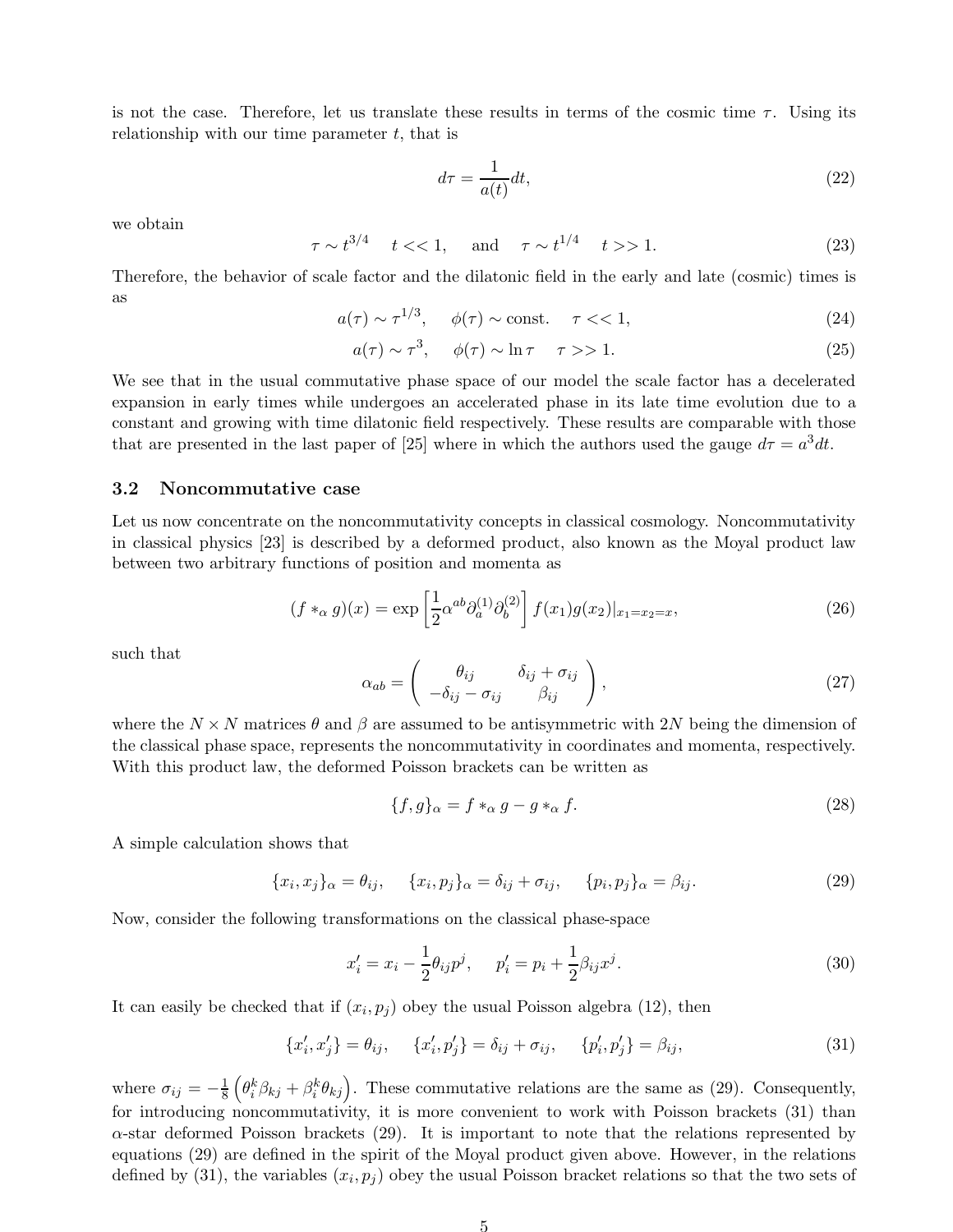is not the case. Therefore, let us translate these results in terms of the cosmic time $\tau$. Using its relationship with our time parameter $t$, that is

$$d\tau = \frac{1}{a(t)}dt, \tag{22}$$

we obtain

$$\tau \sim t^{3/4} \quad t << 1, \quad \text{and} \quad \tau \sim t^{1/4} \quad t >> 1. \tag{23}$$

Therefore, the behavior of scale factor and the dilatonic field in the early and late (cosmic) times is as

$$a(\tau) \sim \tau^{1/3}, \quad \phi(\tau) \sim \text{const.} \quad \tau << 1, \tag{24}$$

$$a(\tau) \sim \tau^{3}, \quad \phi(\tau) \sim \ln \tau \quad \tau >> 1. \tag{25}$$

We see that in the usual commutative phase space of our model the scale factor has a decelerated expansion in early times while undergoes an accelerated phase in its late time evolution due to a constant and growing with time dilatonic field respectively. These results are comparable with those that are presented in the last paper of [25] where in which the authors used the gauge $d\tau = a^3 dt$.

### 3.2 Noncommutative case

Let us now concentrate on the noncommutativity concepts in classical cosmology. Noncommutativity in classical physics [23] is described by a deformed product, also known as the Moyal product law between two arbitrary functions of position and momenta as

$$(f *_\alpha g)(x) = \exp\left[\frac{1}{2}\alpha^{ab}\partial_a^{(1)}\partial_b^{(2)}\right] f(x_1)g(x_2)|_{x_1=x_2=x}, \tag{26}$$

such that

$$\alpha_{ab} = \begin{pmatrix} \theta_{ij} & \delta_{ij}+\sigma_{ij} \\ -\delta_{ij}-\sigma_{ij} & \beta_{ij} \end{pmatrix}, \tag{27}$$

where the $N \times N$ matrices $\theta$ and $\beta$ are assumed to be antisymmetric with $2N$ being the dimension of the classical phase space, represents the noncommutativity in coordinates and momenta, respectively. With this product law, the deformed Poisson brackets can be written as

$$\{f, g\}_\alpha = f *_\alpha g - g *_\alpha f. \tag{28}$$

A simple calculation shows that

$$\{x_i, x_j\}_\alpha = \theta_{ij}, \quad \{x_i, p_j\}_\alpha = \delta_{ij} + \sigma_{ij}, \quad \{p_i, p_j\}_\alpha = \beta_{ij}. \tag{29}$$

Now, consider the following transformations on the classical phase-space

$$x_i' = x_i - \frac{1}{2}\theta_{ij}p^j, \quad p_i' = p_i + \frac{1}{2}\beta_{ij}x^j. \tag{30}$$

It can easily be checked that if $(x_i, p_j)$ obey the usual Poisson algebra (12), then

$$\{x_i', x_j'\} = \theta_{ij}, \quad \{x_i', p_j'\} = \delta_{ij} + \sigma_{ij}, \quad \{p_i', p_j'\} = \beta_{ij}, \tag{31}$$

where $\sigma_{ij} = -\frac{1}{8}\left(\theta_i^k \beta_{kj} + \beta_i^k \theta_{kj}\right)$. These commutative relations are the same as (29). Consequently, for introducing noncommutativity, it is more convenient to work with Poisson brackets (31) than $\alpha$-star deformed Poisson brackets (29). It is important to note that the relations represented by equations (29) are defined in the spirit of the Moyal product given above. However, in the relations defined by (31), the variables $(x_i, p_j)$ obey the usual Poisson bracket relations so that the two sets of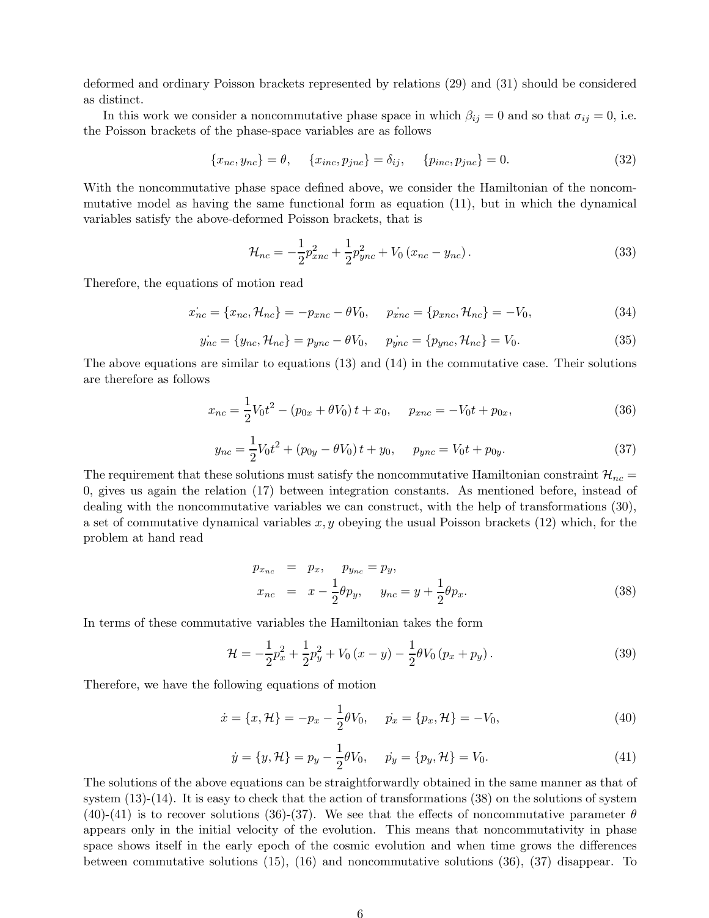deformed and ordinary Poisson brackets represented by relations (29) and (31) should be considered as distinct.

In this work we consider a noncommutative phase space in which $\beta_{ij} = 0$ and so that $\sigma_{ij} = 0$, i.e. the Poisson brackets of the phase-space variables are as follows

$$\{x_{nc}, y_{nc}\} = \theta, \quad \{x_{inc}, p_{jnc}\} = \delta_{ij}, \quad \{p_{inc}, p_{jnc}\} = 0. \tag{32}$$

With the noncommutative phase space defined above, we consider the Hamiltonian of the noncommutative model as having the same functional form as equation (11), but in which the dynamical variables satisfy the above-deformed Poisson brackets, that is

$$\mathcal{H}_{nc} = -\frac{1}{2}p_{xnc}^2 + \frac{1}{2}p_{ync}^2 + V_0\left(x_{nc} - y_{nc}\right). \tag{33}$$

Therefore, the equations of motion read

$$\dot{x_{nc}} = \{x_{nc}, \mathcal{H}_{nc}\} = -p_{xnc} - \theta V_0, \quad \dot{p_{xnc}} = \{p_{xnc}, \mathcal{H}_{nc}\} = -V_0, \tag{34}$$

$$\dot{y_{nc}} = \{y_{nc}, \mathcal{H}_{nc}\} = p_{ync} - \theta V_0, \quad \dot{p_{ync}} = \{p_{ync}, \mathcal{H}_{nc}\} = V_0. \tag{35}$$

The above equations are similar to equations (13) and (14) in the commutative case. Their solutions are therefore as follows

$$x_{nc} = \frac{1}{2}V_0 t^2 - \left(p_{0x} + \theta V_0\right)t + x_0, \quad p_{xnc} = -V_0 t + p_{0x}, \tag{36}$$

$$y_{nc} = \frac{1}{2}V_0 t^2 + \left(p_{0y} - \theta V_0\right)t + y_0, \quad p_{ync} = V_0 t + p_{0y}. \tag{37}$$

The requirement that these solutions must satisfy the noncommutative Hamiltonian constraint $\mathcal{H}_{nc} = 0$, gives us again the relation (17) between integration constants. As mentioned before, instead of dealing with the noncommutative variables we can construct, with the help of transformations (30), a set of commutative dynamical variables $x, y$ obeying the usual Poisson brackets (12) which, for the problem at hand read

$$\begin{aligned} p_{x_{nc}} &= p_x, \quad p_{y_{nc}} = p_y, \\ x_{nc} &= x - \frac{1}{2}\theta p_y, \quad y_{nc} = y + \frac{1}{2}\theta p_x. \end{aligned} \tag{38}$$

In terms of these commutative variables the Hamiltonian takes the form

$$\mathcal{H} = -\frac{1}{2}p_x^2 + \frac{1}{2}p_y^2 + V_0\left(x - y\right) - \frac{1}{2}\theta V_0\left(p_x + p_y\right). \tag{39}$$

Therefore, we have the following equations of motion

$$\dot{x} = \{x, \mathcal{H}\} = -p_x - \frac{1}{2}\theta V_0, \quad \dot{p_x} = \{p_x, \mathcal{H}\} = -V_0, \tag{40}$$

$$\dot{y} = \{y, \mathcal{H}\} = p_y - \frac{1}{2}\theta V_0, \quad \dot{p_y} = \{p_y, \mathcal{H}\} = V_0. \tag{41}$$

The solutions of the above equations can be straightforwardly obtained in the same manner as that of system (13)-(14). It is easy to check that the action of transformations (38) on the solutions of system (40)-(41) is to recover solutions (36)-(37). We see that the effects of noncommutative parameter $\theta$ appears only in the initial velocity of the evolution. This means that noncommutativity in phase space shows itself in the early epoch of the cosmic evolution and when time grows the differences between commutative solutions (15), (16) and noncommutative solutions (36), (37) disappear. To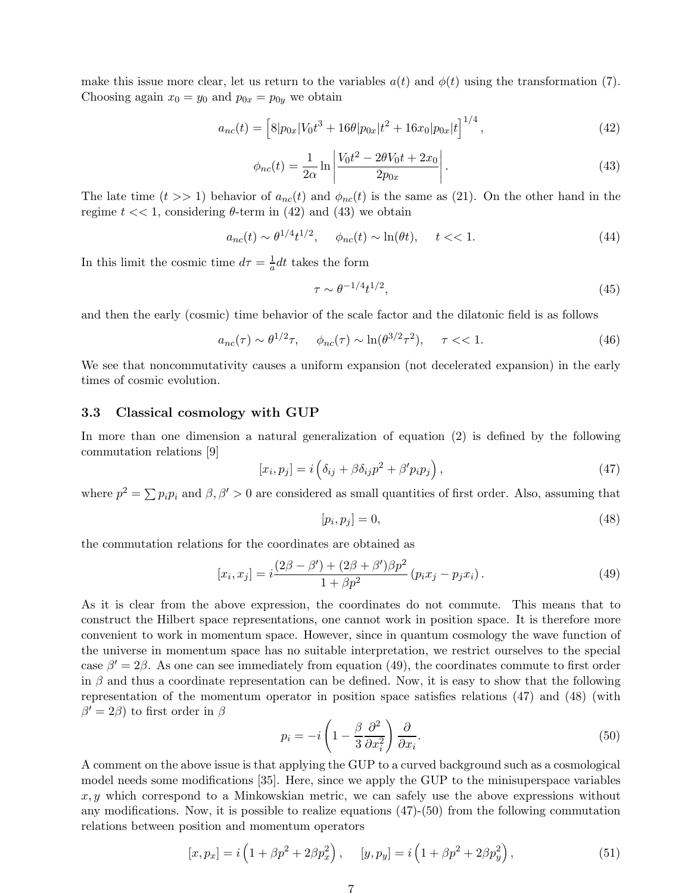make this issue more clear, let us return to the variables $a(t)$ and $\phi(t)$ using the transformation (7). Choosing again $x_0 = y_0$ and $p_{0x} = p_{0y}$ we obtain

$$a_{nc}(t) = \left[8|p_{0x}|V_0 t^3 + 16\theta|p_{0x}|t^2 + 16x_0|p_{0x}|t\right]^{1/4}, \tag{42}$$

$$\phi_{nc}(t) = \frac{1}{2\alpha}\ln\left|\frac{V_0t^2 - 2\theta V_0 t + 2x_0}{2p_{0x}}\right|. \tag{43}$$

The late time ($t >> 1$) behavior of $a_{nc}(t)$ and $\phi_{nc}(t)$ is the same as (21). On the other hand in the regime $t << 1$, considering $\theta$-term in (42) and (43) we obtain

$$a_{nc}(t) \sim \theta^{1/4}t^{1/2}, \quad \phi_{nc}(t) \sim \ln(\theta t), \quad t << 1. \tag{44}$$

In this limit the cosmic time $d\tau = \frac{1}{a}dt$ takes the form

$$\tau \sim \theta^{-1/4}t^{1/2}, \tag{45}$$

and then the early (cosmic) time behavior of the scale factor and the dilatonic field is as follows

$$a_{nc}(\tau) \sim \theta^{1/2}\tau, \quad \phi_{nc}(\tau) \sim \ln(\theta^{3/2}\tau^2), \quad \tau << 1. \tag{46}$$

We see that noncommutativity causes a uniform expansion (not decelerated expansion) in the early times of cosmic evolution.

### 3.3 Classical cosmology with GUP

In more than one dimension a natural generalization of equation (2) is defined by the following commutation relations [9]

$$[x_i, p_j] = i\left(\delta_{ij} + \beta\delta_{ij}p^2 + \beta' p_i p_j\right), \tag{47}$$

where $p^2 = \sum p_i p_i$ and $\beta, \beta' > 0$ are considered as small quantities of first order. Also, assuming that

$$[p_i, p_j] = 0, \tag{48}$$

the commutation relations for the coordinates are obtained as

$$[x_i, x_j] = i\frac{(2\beta - \beta') + (2\beta + \beta')\beta p^2}{1 + \beta p^2}\left(p_i x_j - p_j x_i\right). \tag{49}$$

As it is clear from the above expression, the coordinates do not commute. This means that to construct the Hilbert space representations, one cannot work in position space. It is therefore more convenient to work in momentum space. However, since in quantum cosmology the wave function of the universe in momentum space has no suitable interpretation, we restrict ourselves to the special case $\beta' = 2\beta$. As one can see immediately from equation (49), the coordinates commute to first order in $\beta$ and thus a coordinate representation can be defined. Now, it is easy to show that the following representation of the momentum operator in position space satisfies relations (47) and (48) (with $\beta' = 2\beta$) to first order in $\beta$

$$p_i = -i\left(1 - \frac{\beta}{3}\frac{\partial^2}{\partial x_i^2}\right)\frac{\partial}{\partial x_i}. \tag{50}$$

A comment on the above issue is that applying the GUP to a curved background such as a cosmological model needs some modifications [35]. Here, since we apply the GUP to the minisuperspace variables $x, y$ which correspond to a Minkowskian metric, we can safely use the above expressions without any modifications. Now, it is possible to realize equations (47)-(50) from the following commutation relations between position and momentum operators

$$[x, p_x] = i\left(1 + \beta p^2 + 2\beta p_x^2\right), \quad [y, p_y] = i\left(1 + \beta p^2 + 2\beta p_y^2\right), \tag{51}$$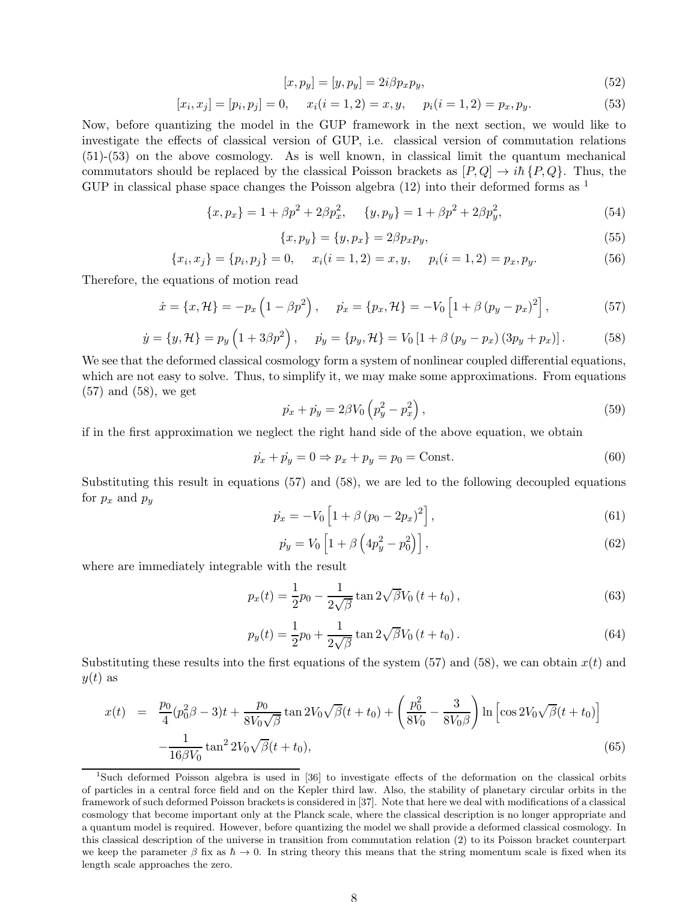$$[x, p_y] = [y, p_y] = 2i\beta p_x p_y, \tag{52}$$

$$[x_i, x_j] = [p_i, p_j] = 0, \quad x_i(i = 1, 2) = x, y, \quad p_i(i = 1, 2) = p_x, p_y. \tag{53}$$

Now, before quantizing the model in the GUP framework in the next section, we would like to investigate the effects of classical version of GUP, i.e. classical version of commutation relations (51)-(53) on the above cosmology. As is well known, in classical limit the quantum mechanical commutators should be replaced by the classical Poisson brackets as $[P, Q] \to i\hbar \{P, Q\}$. Thus, the GUP in classical phase space changes the Poisson algebra (12) into their deformed forms as [1]

$$\{x, p_x\} = 1 + \beta p^2 + 2\beta p_x^2, \quad \{y, p_y\} = 1 + \beta p^2 + 2\beta p_y^2, \tag{54}$$

$$\{x, p_y\} = \{y, p_x\} = 2\beta p_x p_y, \tag{55}$$

$$\{x_i, x_j\} = \{p_i, p_j\} = 0, \quad x_i(i = 1, 2) = x, y, \quad p_i(i = 1, 2) = p_x, p_y. \tag{56}$$

Therefore, the equations of motion read

$$\dot{x} = \{x, \mathcal{H}\} = -p_x\left(1 - \beta p^2\right), \quad \dot{p_x} = \{p_x, \mathcal{H}\} = -V_0\left[1 + \beta\left(p_y - p_x\right)^2\right], \tag{57}$$

$$\dot{y} = \{y, \mathcal{H}\} = p_y\left(1 + 3\beta p^2\right), \quad \dot{p_y} = \{p_y, \mathcal{H}\} = V_0\left[1 + \beta\left(p_y - p_x\right)\left(3p_y + p_x\right)\right]. \tag{58}$$

We see that the deformed classical cosmology form a system of nonlinear coupled differential equations, which are not easy to solve. Thus, to simplify it, we may make some approximations. From equations (57) and (58), we get

$$\dot{p_x} + \dot{p_y} = 2\beta V_0\left(p_y^2 - p_x^2\right), \tag{59}$$

if in the first approximation we neglect the right hand side of the above equation, we obtain

$$\dot{p_x} + \dot{p_y} = 0 \Rightarrow p_x + p_y = p_0 = \text{Const.} \tag{60}$$

Substituting this result in equations (57) and (58), we are led to the following decoupled equations for $p_x$ and $p_y$

$$\dot{p_x} = -V_0\left[1 + \beta\left(p_0 - 2p_x\right)^2\right], \tag{61}$$

$$\dot{p_y} = V_0\left[1 + \beta\left(4p_y^2 - p_0^2\right)\right], \tag{62}$$

where are immediately integrable with the result

$$p_x(t) = \frac{1}{2}p_0 - \frac{1}{2\sqrt{\beta}}\tan 2\sqrt{\beta}V_0\left(t + t_0\right), \tag{63}$$

$$p_y(t) = \frac{1}{2}p_0 + \frac{1}{2\sqrt{\beta}}\tan 2\sqrt{\beta}V_0\left(t + t_0\right). \tag{64}$$

Substituting these results into the first equations of the system (57) and (58), we can obtain $x(t)$ and $y(t)$ as

$$\begin{aligned} x(t) &= \frac{p_0}{4}(p_0^2\beta - 3)t + \frac{p_0}{8V_0\sqrt{\beta}}\tan 2V_0\sqrt{\beta}(t + t_0) + \left(\frac{p_0^2}{8V_0} - \frac{3}{8V_0\beta}\right)\ln\left[\cos 2V_0\sqrt{\beta}(t + t_0)\right] \\ &\quad - \frac{1}{16\beta V_0}\tan^2 2V_0\sqrt{\beta}(t + t_0), \end{aligned} \tag{65}$$

---

[1] Such deformed Poisson algebra is used in [36] to investigate effects of the deformation on the classical orbits of particles in a central force field and on the Kepler third law. Also, the stability of planetary circular orbits in the framework of such deformed Poisson brackets is considered in [37]. Note that here we deal with modifications of a classical cosmology that become important only at the Planck scale, where the classical description is no longer appropriate and a quantum model is required. However, before quantizing the model we shall provide a deformed classical cosmology. In this classical description of the universe in transition from commutation relation (2) to its Poisson bracket counterpart we keep the parameter $\beta$ fix as $\hbar \to 0$. In string theory this means that the string momentum scale is fixed when its length scale approaches the zero.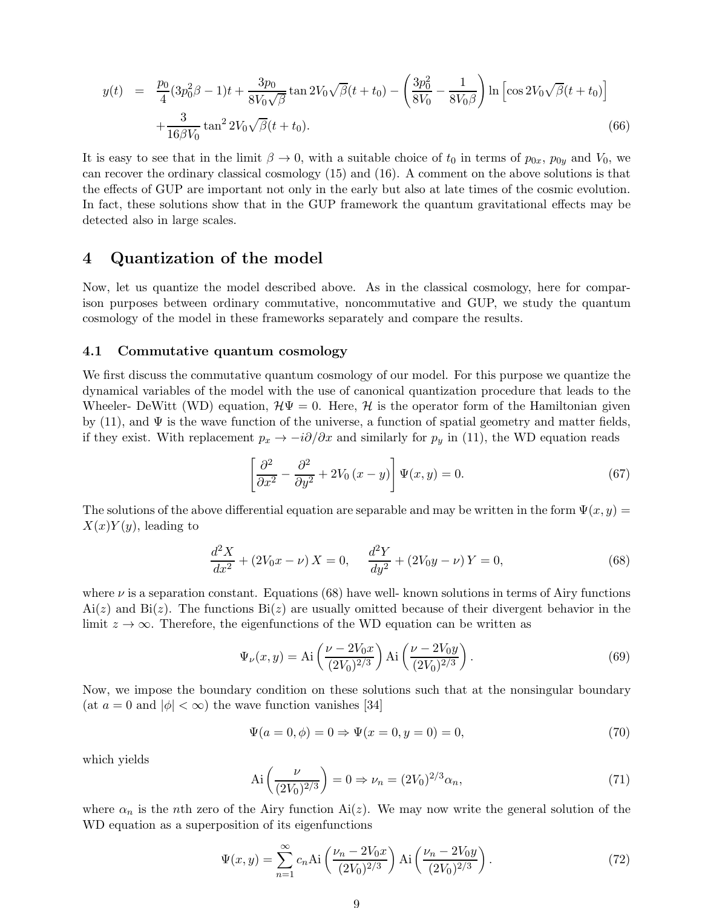$$
\begin{aligned}
y(t) &= \frac{p_0}{4}(3p_0^2\beta - 1)t + \frac{3p_0}{8V_0\sqrt{\beta}}\tan 2V_0\sqrt{\beta}(t+t_0) - \left(\frac{3p_0^2}{8V_0} - \frac{1}{8V_0\beta}\right)\ln\left[\cos 2V_0\sqrt{\beta}(t+t_0)\right] \\
&+ \frac{3}{16\beta V_0}\tan^2 2V_0\sqrt{\beta}(t+t_0). \qquad (66)
\end{aligned}
$$

It is easy to see that in the limit $\beta \to 0$, with a suitable choice of $t_0$ in terms of $p_{0x}$, $p_{0y}$ and $V_0$, we can recover the ordinary classical cosmology (15) and (16). A comment on the above solutions is that the effects of GUP are important not only in the early but also at late times of the cosmic evolution. In fact, these solutions show that in the GUP framework the quantum gravitational effects may be detected also in large scales.

## 4 Quantization of the model

Now, let us quantize the model described above. As in the classical cosmology, here for comparison purposes between ordinary commutative, noncommutative and GUP, we study the quantum cosmology of the model in these frameworks separately and compare the results.

### 4.1 Commutative quantum cosmology

We first discuss the commutative quantum cosmology of our model. For this purpose we quantize the dynamical variables of the model with the use of canonical quantization procedure that leads to the Wheeler- DeWitt (WD) equation, $\mathcal{H}\Psi = 0$. Here, $\mathcal{H}$ is the operator form of the Hamiltonian given by (11), and $\Psi$ is the wave function of the universe, a function of spatial geometry and matter fields, if they exist. With replacement $p_x \to -i\partial/\partial x$ and similarly for $p_y$ in (11), the WD equation reads

$$
\left[\frac{\partial^2}{\partial x^2} - \frac{\partial^2}{\partial y^2} + 2V_0\left(x - y\right)\right]\Psi(x,y) = 0. \qquad (67)
$$

The solutions of the above differential equation are separable and may be written in the form $\Psi(x,y) = X(x)Y(y)$, leading to

$$
\frac{d^2X}{dx^2} + \left(2V_0 x - \nu\right)X = 0, \qquad \frac{d^2Y}{dy^2} + \left(2V_0 y - \nu\right)Y = 0, \qquad (68)
$$

where $\nu$ is a separation constant. Equations (68) have well- known solutions in terms of Airy functions $\text{Ai}(z)$ and $\text{Bi}(z)$. The functions $\text{Bi}(z)$ are usually omitted because of their divergent behavior in the limit $z \to \infty$. Therefore, the eigenfunctions of the WD equation can be written as

$$
\Psi_\nu(x,y) = \text{Ai}\left(\frac{\nu - 2V_0 x}{(2V_0)^{2/3}}\right)\text{Ai}\left(\frac{\nu - 2V_0 y}{(2V_0)^{2/3}}\right). \qquad (69)
$$

Now, we impose the boundary condition on these solutions such that at the nonsingular boundary (at $a = 0$ and $|\phi| < \infty$) the wave function vanishes [34]

$$
\Psi(a = 0, \phi) = 0 \Rightarrow \Psi(x = 0, y = 0) = 0, \qquad (70)
$$

which yields

$$
\text{Ai}\left(\frac{\nu}{(2V_0)^{2/3}}\right) = 0 \Rightarrow \nu_n = (2V_0)^{2/3}\alpha_n, \qquad (71)
$$

where $\alpha_n$ is the $n$th zero of the Airy function $\text{Ai}(z)$. We may now write the general solution of the WD equation as a superposition of its eigenfunctions

$$
\Psi(x,y) = \sum_{n=1}^{\infty} c_n \text{Ai}\left(\frac{\nu_n - 2V_0 x}{(2V_0)^{2/3}}\right)\text{Ai}\left(\frac{\nu_n - 2V_0 y}{(2V_0)^{2/3}}\right). \qquad (72)
$$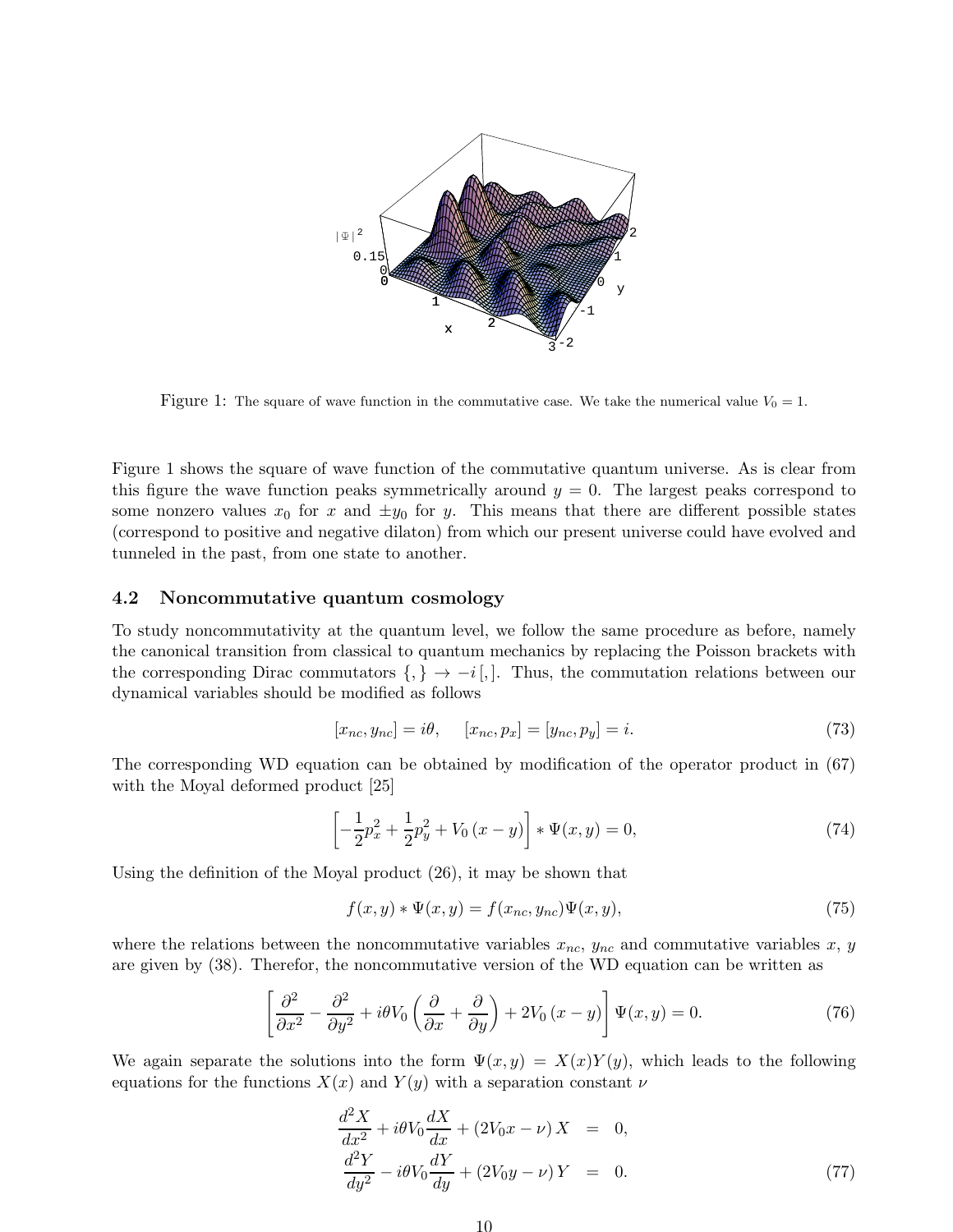Figure 1: The square of wave function in the commutative case. We take the numerical value $V_0 = 1$.

Figure 1 shows the square of wave function of the commutative quantum universe. As is clear from this figure the wave function peaks symmetrically around $y = 0$. The largest peaks correspond to some nonzero values $x_0$ for $x$ and $\pm y_0$ for $y$. This means that there are different possible states (correspond to positive and negative dilaton) from which our present universe could have evolved and tunneled in the past, from one state to another.

### 4.2 Noncommutative quantum cosmology

To study noncommutativity at the quantum level, we follow the same procedure as before, namely the canonical transition from classical to quantum mechanics by replacing the Poisson brackets with the corresponding Dirac commutators $\{,\} \to -i\,[,]$. Thus, the commutation relations between our dynamical variables should be modified as follows

$$[x_{nc}, y_{nc}] = i\theta, \quad [x_{nc}, p_x] = [y_{nc}, p_y] = i. \tag{73}$$

The corresponding WD equation can be obtained by modification of the operator product in (67) with the Moyal deformed product [25]

$$\left[-\frac{1}{2}p_x^2 + \frac{1}{2}p_y^2 + V_0\,(x - y)\right] * \Psi(x, y) = 0, \tag{74}$$

Using the definition of the Moyal product (26), it may be shown that

$$f(x, y) * \Psi(x, y) = f(x_{nc}, y_{nc})\Psi(x, y), \tag{75}$$

where the relations between the noncommutative variables $x_{nc}$, $y_{nc}$ and commutative variables $x$, $y$ are given by (38). Therefor, the noncommutative version of the WD equation can be written as

$$\left[\frac{\partial^2}{\partial x^2} - \frac{\partial^2}{\partial y^2} + i\theta V_0\left(\frac{\partial}{\partial x} + \frac{\partial}{\partial y}\right) + 2V_0\,(x - y)\right]\Psi(x, y) = 0. \tag{76}$$

We again separate the solutions into the form $\Psi(x, y) = X(x)Y(y)$, which leads to the following equations for the functions $X(x)$ and $Y(y)$ with a separation constant $\nu$

$$\begin{aligned}
\frac{d^2X}{dx^2} + i\theta V_0\frac{dX}{dx} + (2V_0 x - \nu)\,X &= 0, \\
\frac{d^2Y}{dy^2} - i\theta V_0\frac{dY}{dy} + (2V_0 y - \nu)\,Y &= 0.
\end{aligned} \tag{77}$$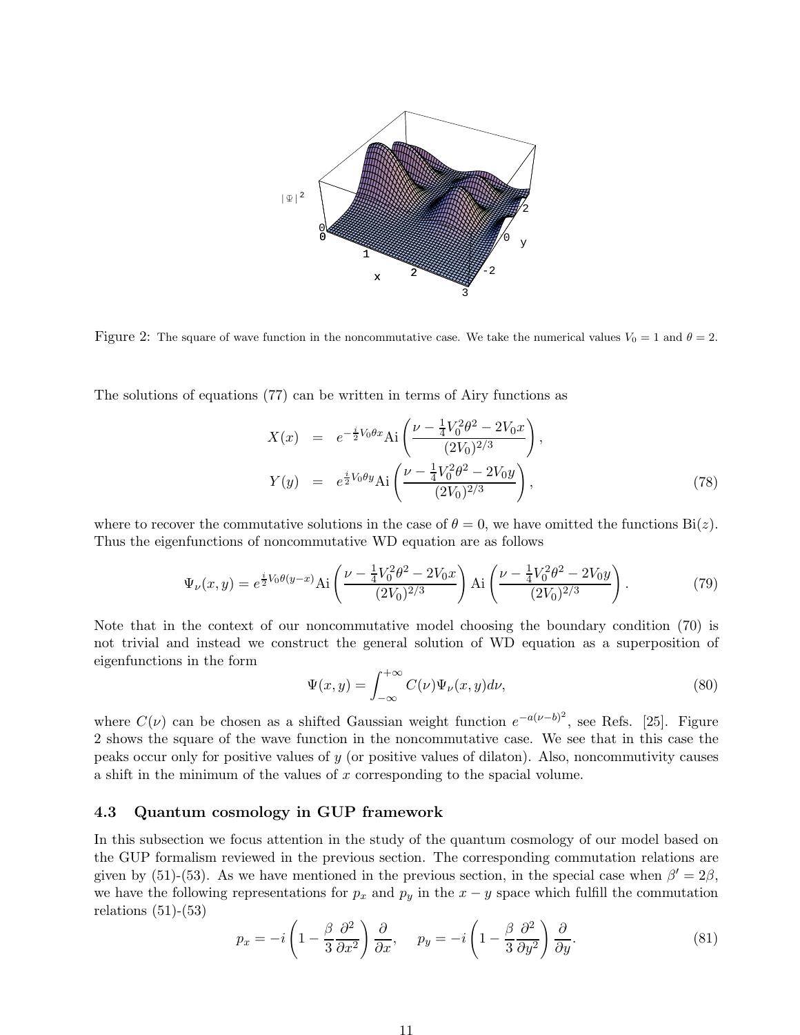Figure 2: The square of wave function in the noncommutative case. We take the numerical values $V_0 = 1$ and $\theta = 2$.

The solutions of equations (77) can be written in terms of Airy functions as

$$
\begin{aligned}
X(x) &= e^{-\frac{i}{2}V_0\theta x}\mathrm{Ai}\left(\frac{\nu - \frac{1}{4}V_0^2\theta^2 - 2V_0 x}{(2V_0)^{2/3}}\right), \\
Y(y) &= e^{\frac{i}{2}V_0\theta y}\mathrm{Ai}\left(\frac{\nu - \frac{1}{4}V_0^2\theta^2 - 2V_0 y}{(2V_0)^{2/3}}\right),
\end{aligned} \tag{78}
$$

where to recover the commutative solutions in the case of $\theta = 0$, we have omitted the functions $\mathrm{Bi}(z)$. Thus the eigenfunctions of noncommutative WD equation are as follows

$$
\Psi_\nu(x,y) = e^{\frac{i}{2}V_0\theta(y-x)}\mathrm{Ai}\left(\frac{\nu - \frac{1}{4}V_0^2\theta^2 - 2V_0 x}{(2V_0)^{2/3}}\right)\mathrm{Ai}\left(\frac{\nu - \frac{1}{4}V_0^2\theta^2 - 2V_0 y}{(2V_0)^{2/3}}\right). \tag{79}
$$

Note that in the context of our noncommutative model choosing the boundary condition (70) is not trivial and instead we construct the general solution of WD equation as a superposition of eigenfunctions in the form

$$
\Psi(x,y) = \int_{-\infty}^{+\infty} C(\nu)\Psi_\nu(x,y)d\nu, \tag{80}
$$

where $C(\nu)$ can be chosen as a shifted Gaussian weight function $e^{-a(\nu-b)^2}$, see Refs. [25]. Figure 2 shows the square of the wave function in the noncommutative case. We see that in this case the peaks occur only for positive values of $y$ (or positive values of dilaton). Also, noncommutivity causes a shift in the minimum of the values of $x$ corresponding to the spacial volume.

### 4.3 Quantum cosmology in GUP framework

In this subsection we focus attention in the study of the quantum cosmology of our model based on the GUP formalism reviewed in the previous section. The corresponding commutation relations are given by (51)-(53). As we have mentioned in the previous section, in the special case when $\beta' = 2\beta$, we have the following representations for $p_x$ and $p_y$ in the $x - y$ space which fulfill the commutation relations (51)-(53)

$$
p_x = -i\left(1 - \frac{\beta}{3}\frac{\partial^2}{\partial x^2}\right)\frac{\partial}{\partial x}, \quad p_y = -i\left(1 - \frac{\beta}{3}\frac{\partial^2}{\partial y^2}\right)\frac{\partial}{\partial y}. \tag{81}
$$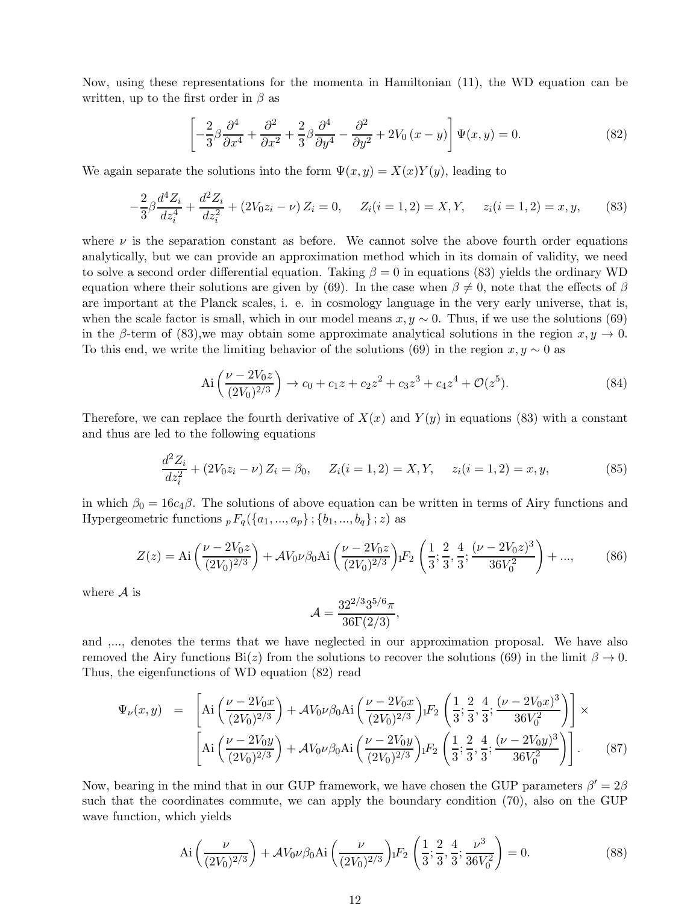Now, using these representations for the momenta in Hamiltonian (11), the WD equation can be written, up to the first order in $\beta$ as

$$\left[-\frac{2}{3}\beta\frac{\partial^4}{\partial x^4}+\frac{\partial^2}{\partial x^2}+\frac{2}{3}\beta\frac{\partial^4}{\partial y^4}-\frac{\partial^2}{\partial y^2}+2V_0\left(x-y\right)\right]\Psi(x,y)=0. \tag{82}$$

We again separate the solutions into the form $\Psi(x,y)=X(x)Y(y)$, leading to

$$-\frac{2}{3}\beta\frac{d^4Z_i}{dz_i^4}+\frac{d^2Z_i}{dz_i^2}+\left(2V_0z_i-\nu\right)Z_i=0, \quad Z_i(i=1,2)=X,Y, \quad z_i(i=1,2)=x,y, \tag{83}$$

where $\nu$ is the separation constant as before. We cannot solve the above fourth order equations analytically, but we can provide an approximation method which in its domain of validity, we need to solve a second order differential equation. Taking $\beta=0$ in equations (83) yields the ordinary WD equation where their solutions are given by (69). In the case when $\beta\neq 0$, note that the effects of $\beta$ are important at the Planck scales, i. e. in cosmology language in the very early universe, that is, when the scale factor is small, which in our model means $x,y\sim 0$. Thus, if we use the solutions (69) in the $\beta$-term of (83),we may obtain some approximate analytical solutions in the region $x,y\to 0$. To this end, we write the limiting behavior of the solutions (69) in the region $x,y\sim 0$ as

$$\mathrm{Ai}\left(\frac{\nu-2V_0z}{(2V_0)^{2/3}}\right)\to c_0+c_1z+c_2z^2+c_3z^3+c_4z^4+\mathcal{O}(z^5). \tag{84}$$

Therefore, we can replace the fourth derivative of $X(x)$ and $Y(y)$ in equations (83) with a constant and thus are led to the following equations

$$\frac{d^2Z_i}{dz_i^2}+\left(2V_0z_i-\nu\right)Z_i=\beta_0, \quad Z_i(i=1,2)=X,Y, \quad z_i(i=1,2)=x,y, \tag{85}$$

in which $\beta_0=16c_4\beta$. The solutions of above equation can be written in terms of Airy functions and Hypergeometric functions ${}_pF_q(\{a_1,...,a_p\};\{b_1,...,b_q\};z)$ as

$$Z(z)=\mathrm{Ai}\left(\frac{\nu-2V_0z}{(2V_0)^{2/3}}\right)+\mathcal{A}V_0\nu\beta_0\mathrm{Ai}\left(\frac{\nu-2V_0z}{(2V_0)^{2/3}}\right){}_1F_2\left(\frac{1}{3};\frac{2}{3},\frac{4}{3};\frac{(\nu-2V_0z)^3}{36V_0^2}\right)+..., \tag{86}$$

where $\mathcal{A}$ is

$$\mathcal{A}=\frac{32^{2/3}3^{5/6}\pi}{36\Gamma(2/3)},$$

and ,..., denotes the terms that we have neglected in our approximation proposal. We have also removed the Airy functions $\mathrm{Bi}(z)$ from the solutions to recover the solutions (69) in the limit $\beta\to 0$. Thus, the eigenfunctions of WD equation (82) read

$$\begin{aligned}\Psi_\nu(x,y) &= \left[\mathrm{Ai}\left(\frac{\nu-2V_0x}{(2V_0)^{2/3}}\right)+\mathcal{A}V_0\nu\beta_0\mathrm{Ai}\left(\frac{\nu-2V_0x}{(2V_0)^{2/3}}\right){}_1F_2\left(\frac{1}{3};\frac{2}{3},\frac{4}{3};\frac{(\nu-2V_0x)^3}{36V_0^2}\right)\right]\times \\ &\quad \left[\mathrm{Ai}\left(\frac{\nu-2V_0y}{(2V_0)^{2/3}}\right)+\mathcal{A}V_0\nu\beta_0\mathrm{Ai}\left(\frac{\nu-2V_0y}{(2V_0)^{2/3}}\right){}_1F_2\left(\frac{1}{3};\frac{2}{3},\frac{4}{3};\frac{(\nu-2V_0y)^3}{36V_0^2}\right)\right].\end{aligned} \tag{87}$$

Now, bearing in the mind that in our GUP framework, we have chosen the GUP parameters $\beta'=2\beta$ such that the coordinates commute, we can apply the boundary condition (70), also on the GUP wave function, which yields

$$\mathrm{Ai}\left(\frac{\nu}{(2V_0)^{2/3}}\right)+\mathcal{A}V_0\nu\beta_0\mathrm{Ai}\left(\frac{\nu}{(2V_0)^{2/3}}\right){}_1F_2\left(\frac{1}{3};\frac{2}{3},\frac{4}{3};\frac{\nu^3}{36V_0^2}\right)=0. \tag{88}$$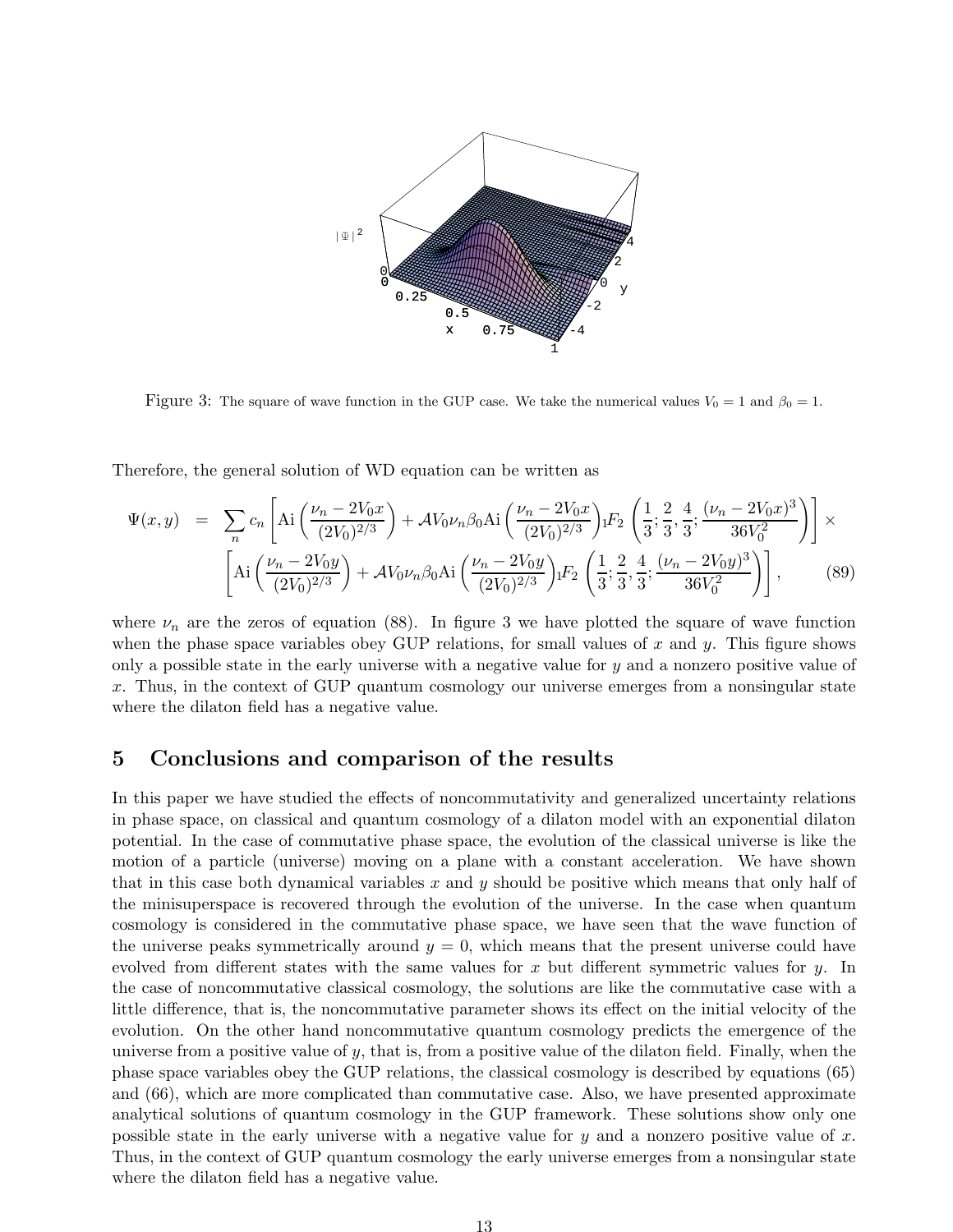Figure 3: The square of wave function in the GUP case. We take the numerical values $V_0 = 1$ and $\beta_0 = 1$.

Therefore, the general solution of WD equation can be written as

$$
\begin{aligned}
\Psi(x,y) \;=\; & \sum_n c_n \left[ \mathrm{Ai}\left(\frac{\nu_n - 2V_0 x}{(2V_0)^{2/3}}\right) + \mathcal{A} V_0 \nu_n \beta_0 \mathrm{Ai}\left(\frac{\nu_n - 2V_0 x}{(2V_0)^{2/3}}\right) {}_1F_2\left(\frac{1}{3}; \frac{2}{3}, \frac{4}{3}; \frac{(\nu_n - 2V_0 x)^3}{36 V_0^2}\right)\right] \times \\
& \left[ \mathrm{Ai}\left(\frac{\nu_n - 2V_0 y}{(2V_0)^{2/3}}\right) + \mathcal{A} V_0 \nu_n \beta_0 \mathrm{Ai}\left(\frac{\nu_n - 2V_0 y}{(2V_0)^{2/3}}\right) {}_1F_2\left(\frac{1}{3}; \frac{2}{3}, \frac{4}{3}; \frac{(\nu_n - 2V_0 y)^3}{36 V_0^2}\right)\right], \qquad (89)
\end{aligned}
$$

where $\nu_n$ are the zeros of equation (88). In figure 3 we have plotted the square of wave function when the phase space variables obey GUP relations, for small values of $x$ and $y$. This figure shows only a possible state in the early universe with a negative value for $y$ and a nonzero positive value of $x$. Thus, in the context of GUP quantum cosmology our universe emerges from a nonsingular state where the dilaton field has a negative value.

## 5 Conclusions and comparison of the results

In this paper we have studied the effects of noncommutativity and generalized uncertainty relations in phase space, on classical and quantum cosmology of a dilaton model with an exponential dilaton potential. In the case of commutative phase space, the evolution of the classical universe is like the motion of a particle (universe) moving on a plane with a constant acceleration. We have shown that in this case both dynamical variables $x$ and $y$ should be positive which means that only half of the minisuperspace is recovered through the evolution of the universe. In the case when quantum cosmology is considered in the commutative phase space, we have seen that the wave function of the universe peaks symmetrically around $y = 0$, which means that the present universe could have evolved from different states with the same values for $x$ but different symmetric values for $y$. In the case of noncommutative classical cosmology, the solutions are like the commutative case with a little difference, that is, the noncommutative parameter shows its effect on the initial velocity of the evolution. On the other hand noncommutative quantum cosmology predicts the emergence of the universe from a positive value of $y$, that is, from a positive value of the dilaton field. Finally, when the phase space variables obey the GUP relations, the classical cosmology is described by equations (65) and (66), which are more complicated than commutative case. Also, we have presented approximate analytical solutions of quantum cosmology in the GUP framework. These solutions show only one possible state in the early universe with a negative value for $y$ and a nonzero positive value of $x$. Thus, in the context of GUP quantum cosmology the early universe emerges from a nonsingular state where the dilaton field has a negative value.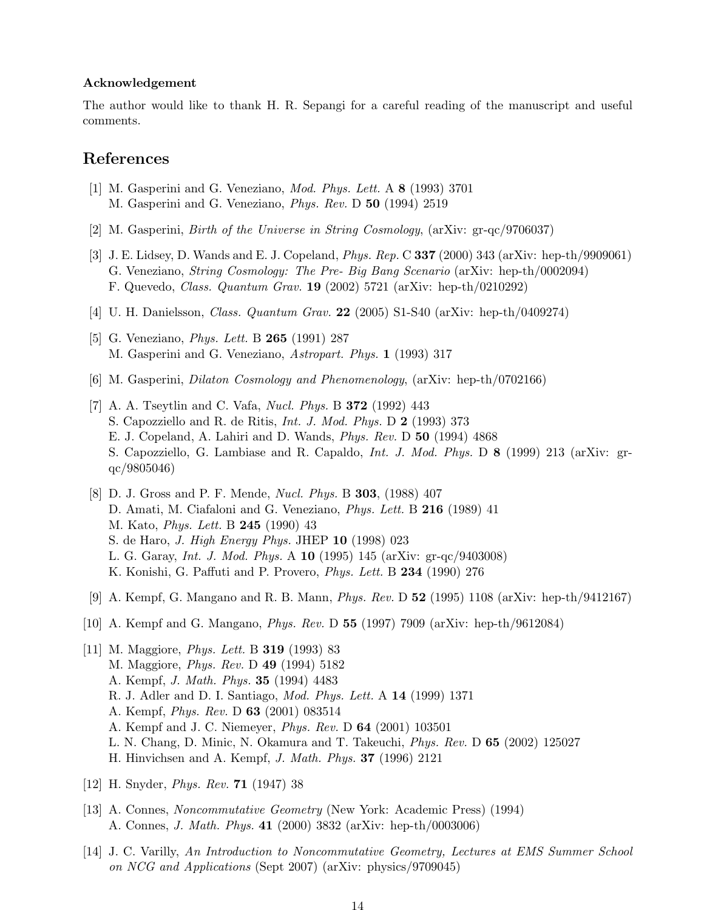#### Acknowledgement

The author would like to thank H. R. Sepangi for a careful reading of the manuscript and useful comments.

## References

[1] M. Gasperini and G. Veneziano, *Mod. Phys. Lett.* A **8** (1993) 3701
M. Gasperini and G. Veneziano, *Phys. Rev.* D **50** (1994) 2519

[2] M. Gasperini, *Birth of the Universe in String Cosmology*, (arXiv: gr-qc/9706037)

[3] J. E. Lidsey, D. Wands and E. J. Copeland, *Phys. Rep.* C **337** (2000) 343 (arXiv: hep-th/9909061)
G. Veneziano, *String Cosmology: The Pre- Big Bang Scenario* (arXiv: hep-th/0002094)
F. Quevedo, *Class. Quantum Grav.* **19** (2002) 5721 (arXiv: hep-th/0210292)

[4] U. H. Danielsson, *Class. Quantum Grav.* **22** (2005) S1-S40 (arXiv: hep-th/0409274)

[5] G. Veneziano, *Phys. Lett.* B **265** (1991) 287
M. Gasperini and G. Veneziano, *Astropart. Phys.* **1** (1993) 317

[6] M. Gasperini, *Dilaton Cosmology and Phenomenology*, (arXiv: hep-th/0702166)

[7] A. A. Tseytlin and C. Vafa, *Nucl. Phys.* B **372** (1992) 443
S. Capozziello and R. de Ritis, *Int. J. Mod. Phys.* D **2** (1993) 373
E. J. Copeland, A. Lahiri and D. Wands, *Phys. Rev.* D **50** (1994) 4868
S. Capozziello, G. Lambiase and R. Capaldo, *Int. J. Mod. Phys.* D **8** (1999) 213 (arXiv: gr-qc/9805046)

[8] D. J. Gross and P. F. Mende, *Nucl. Phys.* B **303**, (1988) 407
D. Amati, M. Ciafaloni and G. Veneziano, *Phys. Lett.* B **216** (1989) 41
M. Kato, *Phys. Lett.* B **245** (1990) 43
S. de Haro, *J. High Energy Phys.* JHEP **10** (1998) 023
L. G. Garay, *Int. J. Mod. Phys.* A **10** (1995) 145 (arXiv: gr-qc/9403008)
K. Konishi, G. Paffuti and P. Provero, *Phys. Lett.* B **234** (1990) 276

[9] A. Kempf, G. Mangano and R. B. Mann, *Phys. Rev.* D **52** (1995) 1108 (arXiv: hep-th/9412167)

[10] A. Kempf and G. Mangano, *Phys. Rev.* D **55** (1997) 7909 (arXiv: hep-th/9612084)

[11] M. Maggiore, *Phys. Lett.* B **319** (1993) 83
M. Maggiore, *Phys. Rev.* D **49** (1994) 5182
A. Kempf, *J. Math. Phys.* **35** (1994) 4483
R. J. Adler and D. I. Santiago, *Mod. Phys. Lett.* A **14** (1999) 1371
A. Kempf, *Phys. Rev.* D **63** (2001) 083514
A. Kempf and J. C. Niemeyer, *Phys. Rev.* D **64** (2001) 103501
L. N. Chang, D. Minic, N. Okamura and T. Takeuchi, *Phys. Rev.* D **65** (2002) 125027
H. Hinvichsen and A. Kempf, *J. Math. Phys.* **37** (1996) 2121

[12] H. Snyder, *Phys. Rev.* **71** (1947) 38

[13] A. Connes, *Noncommutative Geometry* (New York: Academic Press) (1994)
A. Connes, *J. Math. Phys.* **41** (2000) 3832 (arXiv: hep-th/0003006)

[14] J. C. Varilly, *An Introduction to Noncommutative Geometry, Lectures at EMS Summer School on NCG and Applications* (Sept 2007) (arXiv: physics/9709045)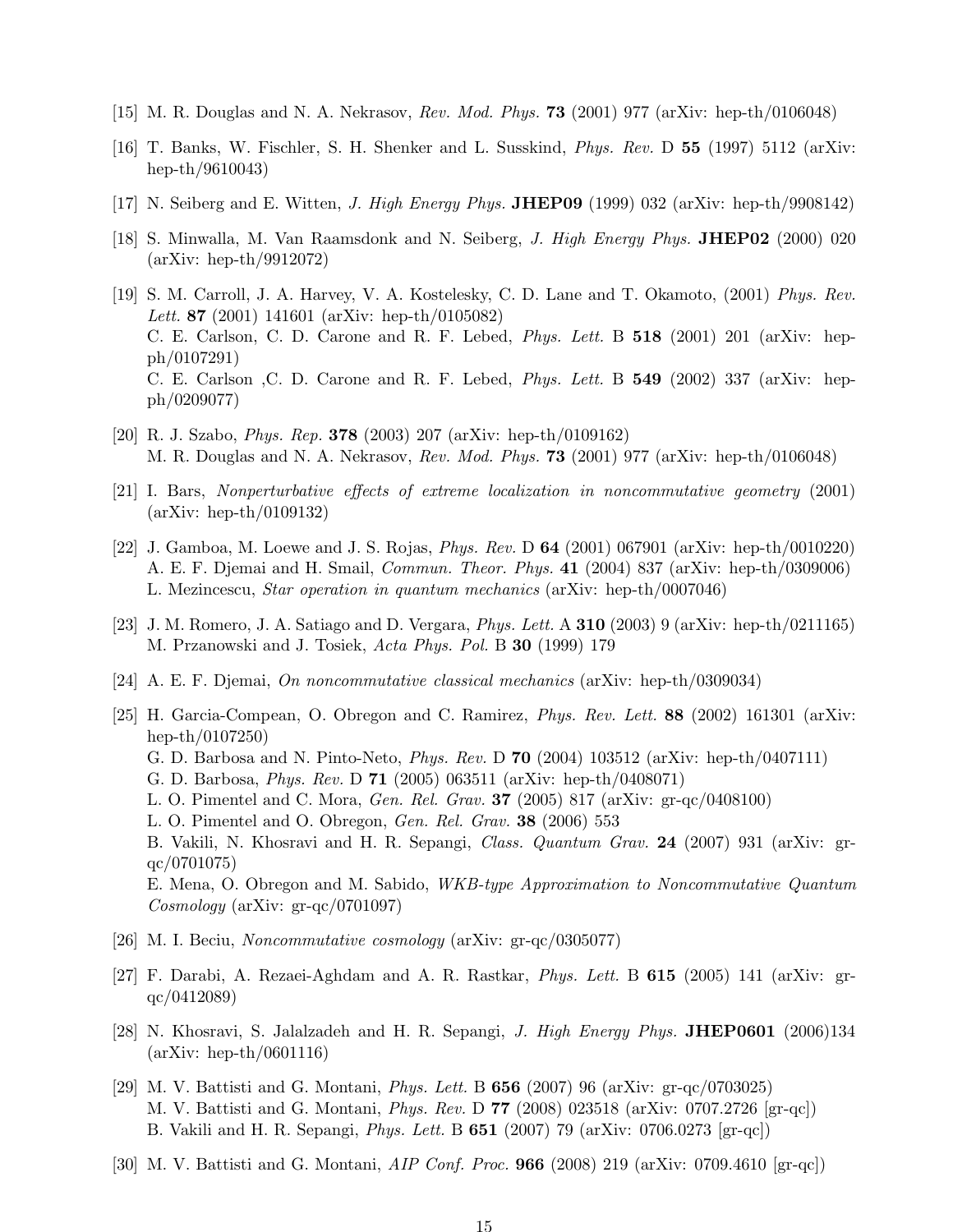[15] M. R. Douglas and N. A. Nekrasov, *Rev. Mod. Phys.* **73** (2001) 977 (arXiv: hep-th/0106048)

[16] T. Banks, W. Fischler, S. H. Shenker and L. Susskind, *Phys. Rev.* D **55** (1997) 5112 (arXiv: hep-th/9610043)

[17] N. Seiberg and E. Witten, *J. High Energy Phys.* **JHEP09** (1999) 032 (arXiv: hep-th/9908142)

[18] S. Minwalla, M. Van Raamsdonk and N. Seiberg, *J. High Energy Phys.* **JHEP02** (2000) 020 (arXiv: hep-th/9912072)

[19] S. M. Carroll, J. A. Harvey, V. A. Kostelesky, C. D. Lane and T. Okamoto, (2001) *Phys. Rev. Lett.* **87** (2001) 141601 (arXiv: hep-th/0105082)
C. E. Carlson, C. D. Carone and R. F. Lebed, *Phys. Lett.* B **518** (2001) 201 (arXiv: hep-ph/0107291)
C. E. Carlson ,C. D. Carone and R. F. Lebed, *Phys. Lett.* B **549** (2002) 337 (arXiv: hep-ph/0209077)

[20] R. J. Szabo, *Phys. Rep.* **378** (2003) 207 (arXiv: hep-th/0109162)
M. R. Douglas and N. A. Nekrasov, *Rev. Mod. Phys.* **73** (2001) 977 (arXiv: hep-th/0106048)

[21] I. Bars, *Nonperturbative effects of extreme localization in noncommutative geometry* (2001) (arXiv: hep-th/0109132)

[22] J. Gamboa, M. Loewe and J. S. Rojas, *Phys. Rev.* D **64** (2001) 067901 (arXiv: hep-th/0010220)
A. E. F. Djemai and H. Smail, *Commun. Theor. Phys.* **41** (2004) 837 (arXiv: hep-th/0309006)
L. Mezincescu, *Star operation in quantum mechanics* (arXiv: hep-th/0007046)

[23] J. M. Romero, J. A. Satiago and D. Vergara, *Phys. Lett.* A **310** (2003) 9 (arXiv: hep-th/0211165)
M. Przanowski and J. Tosiek, *Acta Phys. Pol.* B **30** (1999) 179

[24] A. E. F. Djemai, *On noncommutative classical mechanics* (arXiv: hep-th/0309034)

[25] H. Garcia-Compean, O. Obregon and C. Ramirez, *Phys. Rev. Lett.* **88** (2002) 161301 (arXiv: hep-th/0107250)
G. D. Barbosa and N. Pinto-Neto, *Phys. Rev.* D **70** (2004) 103512 (arXiv: hep-th/0407111)
G. D. Barbosa, *Phys. Rev.* D **71** (2005) 063511 (arXiv: hep-th/0408071)
L. O. Pimentel and C. Mora, *Gen. Rel. Grav.* **37** (2005) 817 (arXiv: gr-qc/0408100)
L. O. Pimentel and O. Obregon, *Gen. Rel. Grav.* **38** (2006) 553
B. Vakili, N. Khosravi and H. R. Sepangi, *Class. Quantum Grav.* **24** (2007) 931 (arXiv: gr-qc/0701075)
E. Mena, O. Obregon and M. Sabido, *WKB-type Approximation to Noncommutative Quantum Cosmology* (arXiv: gr-qc/0701097)

[26] M. I. Beciu, *Noncommutative cosmology* (arXiv: gr-qc/0305077)

[27] F. Darabi, A. Rezaei-Aghdam and A. R. Rastkar, *Phys. Lett.* B **615** (2005) 141 (arXiv: gr-qc/0412089)

[28] N. Khosravi, S. Jalalzadeh and H. R. Sepangi, *J. High Energy Phys.* **JHEP0601** (2006)134 (arXiv: hep-th/0601116)

[29] M. V. Battisti and G. Montani, *Phys. Lett.* B **656** (2007) 96 (arXiv: gr-qc/0703025)
M. V. Battisti and G. Montani, *Phys. Rev.* D **77** (2008) 023518 (arXiv: 0707.2726 [gr-qc])
B. Vakili and H. R. Sepangi, *Phys. Lett.* B **651** (2007) 79 (arXiv: 0706.0273 [gr-qc])

[30] M. V. Battisti and G. Montani, *AIP Conf. Proc.* **966** (2008) 219 (arXiv: 0709.4610 [gr-qc])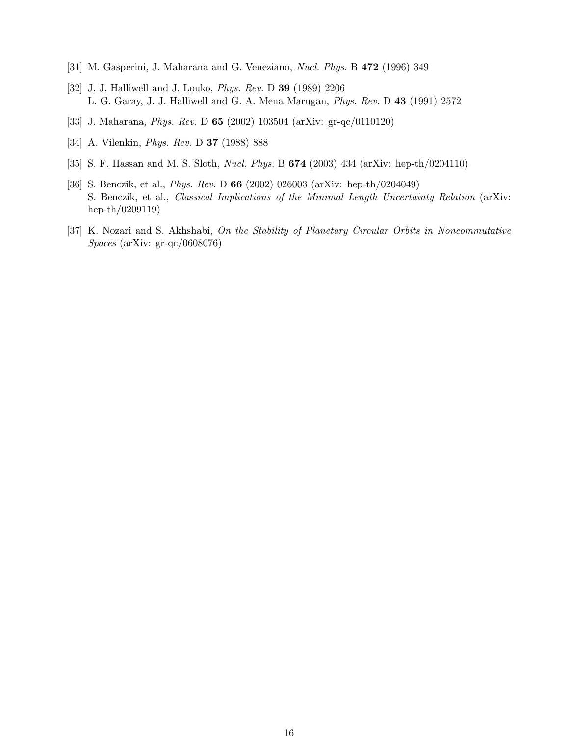[31] M. Gasperini, J. Maharana and G. Veneziano, *Nucl. Phys.* B **472** (1996) 349

[32] J. J. Halliwell and J. Louko, *Phys. Rev.* D **39** (1989) 2206
L. G. Garay, J. J. Halliwell and G. A. Mena Marugan, *Phys. Rev.* D **43** (1991) 2572

[33] J. Maharana, *Phys. Rev.* D **65** (2002) 103504 (arXiv: gr-qc/0110120)

[34] A. Vilenkin, *Phys. Rev.* D **37** (1988) 888

[35] S. F. Hassan and M. S. Sloth, *Nucl. Phys.* B **674** (2003) 434 (arXiv: hep-th/0204110)

[36] S. Benczik, et al., *Phys. Rev.* D **66** (2002) 026003 (arXiv: hep-th/0204049)
S. Benczik, et al., *Classical Implications of the Minimal Length Uncertainty Relation* (arXiv: hep-th/0209119)

[37] K. Nozari and S. Akhshabi, *On the Stability of Planetary Circular Orbits in Noncommutative Spaces* (arXiv: gr-qc/0608076)